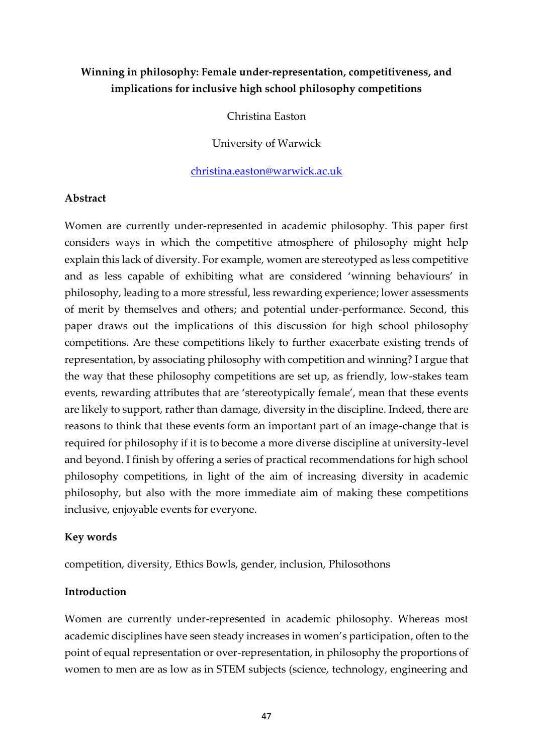**Winning in philosophy: Female under-representation, competitiveness, and implications for inclusive high school philosophy competitions**

Christina Easton

University of Warwick

christina.easton@warwick.ac.uk

**Abstract**

Women are currently under-represented in academic philosophy. This paper first considers ways in which the competitive atmosphere of philosophy might help explain this lack of diversity. For example, women are stereotyped as less competitive and as less capable of exhibiting what are considered 'winning behaviours' in philosophy, leading to a more stressful, less rewarding experience; lower assessments of merit by themselves and others; and potential under-performance. Second, this paper draws out the implications of this discussion for high school philosophy competitions. Are these competitions likely to further exacerbate existing trends of representation, by associating philosophy with competition and winning? I argue that the way that these philosophy competitions are set up, as friendly, low-stakes team events, rewarding attributes that are 'stereotypically female', mean that these events are likely to support, rather than damage, diversity in the discipline. Indeed, there are reasons to think that these events form an important part of an image-change that is required for philosophy if it is to become a more diverse discipline at university-level and beyond. I finish by offering a series of practical recommendations for high school philosophy competitions, in light of the aim of increasing diversity in academic philosophy, but also with the more immediate aim of making these competitions inclusive, enjoyable events for everyone.

**Key words**

competition, diversity, Ethics Bowls, gender, inclusion, Philosothons

**Introduction**

Women are currently under-represented in academic philosophy. Whereas most academic disciplines have seen steady increases in women's participation, often to the point of equal representation or over-representation, in philosophy the proportions of women to men are as low as in STEM subjects (science, technology, engineering and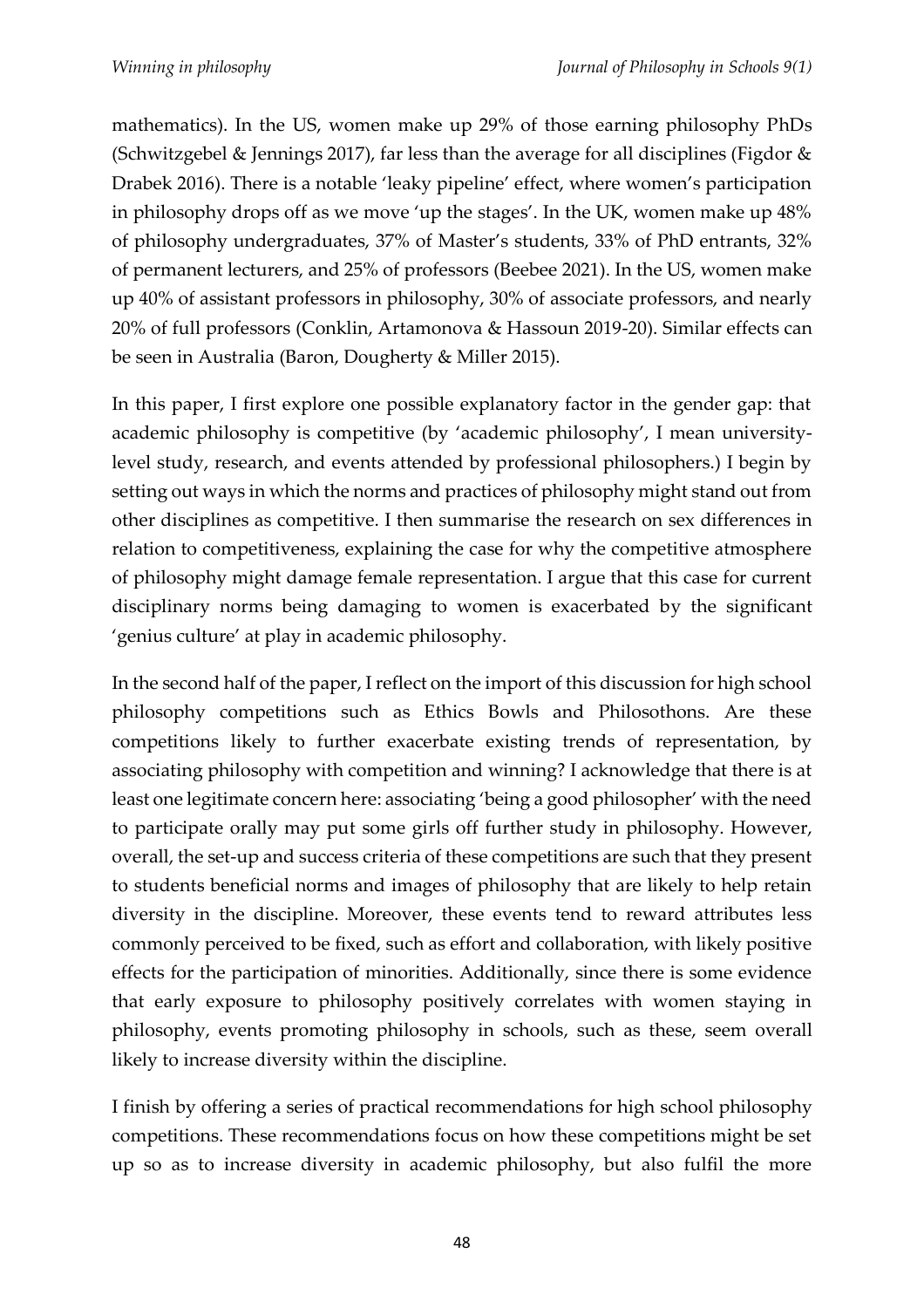mathematics). In the US, women make up 29% of those earning philosophy PhDs (Schwitzgebel & Jennings 2017), far less than the average for all disciplines (Figdor & Drabek 2016). There is a notable 'leaky pipeline' effect, where women's participation in philosophy drops off as we move 'up the stages'. In the UK, women make up 48% of philosophy undergraduates, 37% of Master's students, 33% of PhD entrants, 32% of permanent lecturers, and 25% of professors (Beebee 2021). In the US, women make up 40% of assistant professors in philosophy, 30% of associate professors, and nearly 20% of full professors (Conklin, Artamonova & Hassoun 2019-20). Similar effects can be seen in Australia (Baron, Dougherty & Miller 2015).

In this paper, I first explore one possible explanatory factor in the gender gap: that academic philosophy is competitive (by 'academic philosophy', I mean university-level study, research, and events attended by professional philosophers.) I begin by setting out ways in which the norms and practices of philosophy might stand out from other disciplines as competitive. I then summarise the research on sex differences in relation to competitiveness, explaining the case for why the competitive atmosphere of philosophy might damage female representation. I argue that this case for current disciplinary norms being damaging to women is exacerbated by the significant 'genius culture' at play in academic philosophy.

In the second half of the paper, I reflect on the import of this discussion for high school philosophy competitions such as Ethics Bowls and Philosothons. Are these competitions likely to further exacerbate existing trends of representation, by associating philosophy with competition and winning? I acknowledge that there is at least one legitimate concern here: associating 'being a good philosopher' with the need to participate orally may put some girls off further study in philosophy. However, overall, the set-up and success criteria of these competitions are such that they present to students beneficial norms and images of philosophy that are likely to help retain diversity in the discipline. Moreover, these events tend to reward attributes less commonly perceived to be fixed, such as effort and collaboration, with likely positive effects for the participation of minorities. Additionally, since there is some evidence that early exposure to philosophy positively correlates with women staying in philosophy, events promoting philosophy in schools, such as these, seem overall likely to increase diversity within the discipline.

I finish by offering a series of practical recommendations for high school philosophy competitions. These recommendations focus on how these competitions might be set up so as to increase diversity in academic philosophy, but also fulfil the more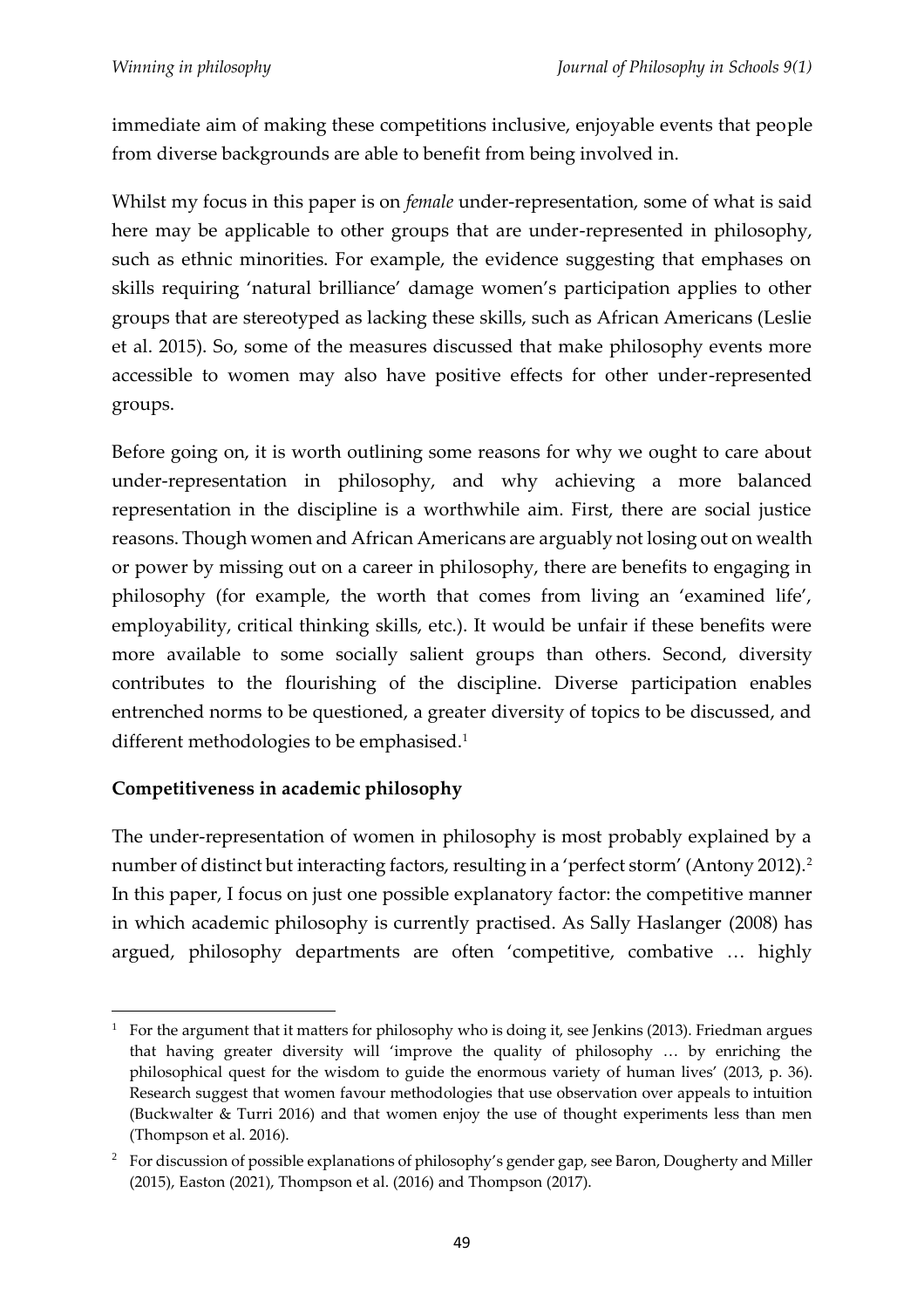immediate aim of making these competitions inclusive, enjoyable events that people from diverse backgrounds are able to benefit from being involved in.

Whilst my focus in this paper is on *female* under-representation, some of what is said here may be applicable to other groups that are under-represented in philosophy, such as ethnic minorities. For example, the evidence suggesting that emphases on skills requiring 'natural brilliance' damage women's participation applies to other groups that are stereotyped as lacking these skills, such as African Americans (Leslie et al. 2015). So, some of the measures discussed that make philosophy events more accessible to women may also have positive effects for other under-represented groups.

Before going on, it is worth outlining some reasons for why we ought to care about under-representation in philosophy, and why achieving a more balanced representation in the discipline is a worthwhile aim. First, there are social justice reasons. Though women and African Americans are arguably not losing out on wealth or power by missing out on a career in philosophy, there are benefits to engaging in philosophy (for example, the worth that comes from living an 'examined life', employability, critical thinking skills, etc.). It would be unfair if these benefits were more available to some socially salient groups than others. Second, diversity contributes to the flourishing of the discipline. Diverse participation enables entrenched norms to be questioned, a greater diversity of topics to be discussed, and different methodologies to be emphasised.[1]

## Competitiveness in academic philosophy

The under-representation of women in philosophy is most probably explained by a number of distinct but interacting factors, resulting in a 'perfect storm' (Antony 2012).[2] In this paper, I focus on just one possible explanatory factor: the competitive manner in which academic philosophy is currently practised. As Sally Haslanger (2008) has argued, philosophy departments are often 'competitive, combative … highly

---

[1] For the argument that it matters for philosophy who is doing it, see Jenkins (2013). Friedman argues that having greater diversity will 'improve the quality of philosophy … by enriching the philosophical quest for the wisdom to guide the enormous variety of human lives' (2013, p. 36). Research suggest that women favour methodologies that use observation over appeals to intuition (Buckwalter & Turri 2016) and that women enjoy the use of thought experiments less than men (Thompson et al. 2016).

[2] For discussion of possible explanations of philosophy's gender gap, see Baron, Dougherty and Miller (2015), Easton (2021), Thompson et al. (2016) and Thompson (2017).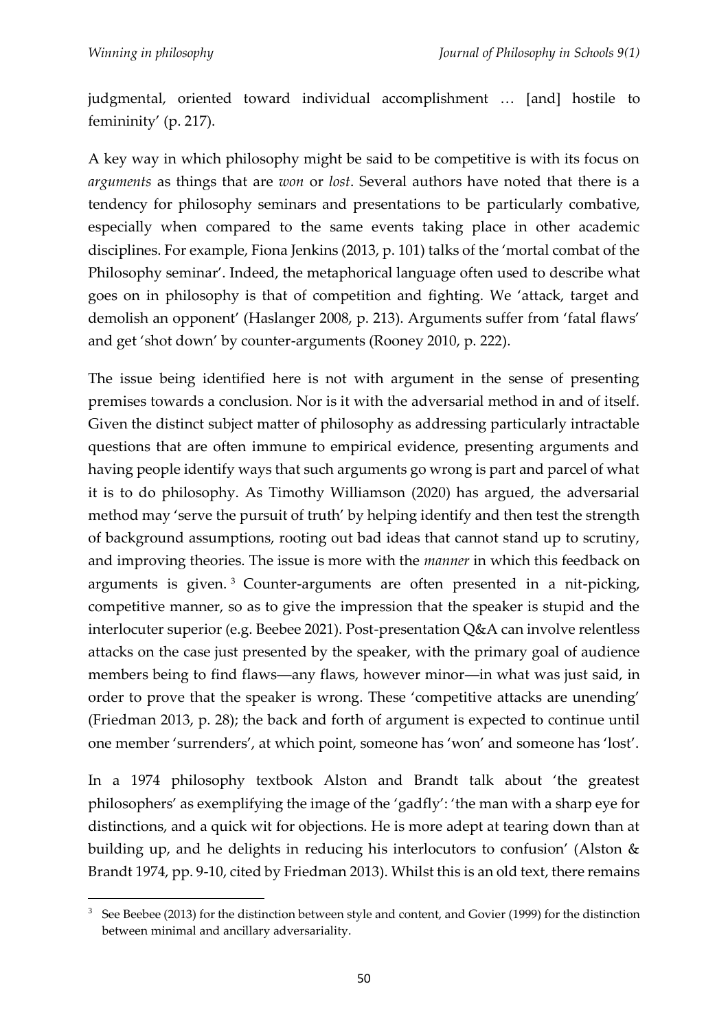judgmental, oriented toward individual accomplishment … [and] hostile to femininity' (p. 217).

A key way in which philosophy might be said to be competitive is with its focus on *arguments* as things that are *won* or *lost*. Several authors have noted that there is a tendency for philosophy seminars and presentations to be particularly combative, especially when compared to the same events taking place in other academic disciplines. For example, Fiona Jenkins (2013, p. 101) talks of the 'mortal combat of the Philosophy seminar'. Indeed, the metaphorical language often used to describe what goes on in philosophy is that of competition and fighting. We 'attack, target and demolish an opponent' (Haslanger 2008, p. 213). Arguments suffer from 'fatal flaws' and get 'shot down' by counter-arguments (Rooney 2010, p. 222).

The issue being identified here is not with argument in the sense of presenting premises towards a conclusion. Nor is it with the adversarial method in and of itself. Given the distinct subject matter of philosophy as addressing particularly intractable questions that are often immune to empirical evidence, presenting arguments and having people identify ways that such arguments go wrong is part and parcel of what it is to do philosophy. As Timothy Williamson (2020) has argued, the adversarial method may 'serve the pursuit of truth' by helping identify and then test the strength of background assumptions, rooting out bad ideas that cannot stand up to scrutiny, and improving theories. The issue is more with the *manner* in which this feedback on arguments is given. [3] Counter-arguments are often presented in a nit-picking, competitive manner, so as to give the impression that the speaker is stupid and the interlocuter superior (e.g. Beebee 2021). Post-presentation Q&A can involve relentless attacks on the case just presented by the speaker, with the primary goal of audience members being to find flaws—any flaws, however minor—in what was just said, in order to prove that the speaker is wrong. These 'competitive attacks are unending' (Friedman 2013, p. 28); the back and forth of argument is expected to continue until one member 'surrenders', at which point, someone has 'won' and someone has 'lost'.

In a 1974 philosophy textbook Alston and Brandt talk about 'the greatest philosophers' as exemplifying the image of the 'gadfly': 'the man with a sharp eye for distinctions, and a quick wit for objections. He is more adept at tearing down than at building up, and he delights in reducing his interlocutors to confusion' (Alston & Brandt 1974, pp. 9-10, cited by Friedman 2013). Whilst this is an old text, there remains

[3] See Beebee (2013) for the distinction between style and content, and Govier (1999) for the distinction between minimal and ancillary adversariality.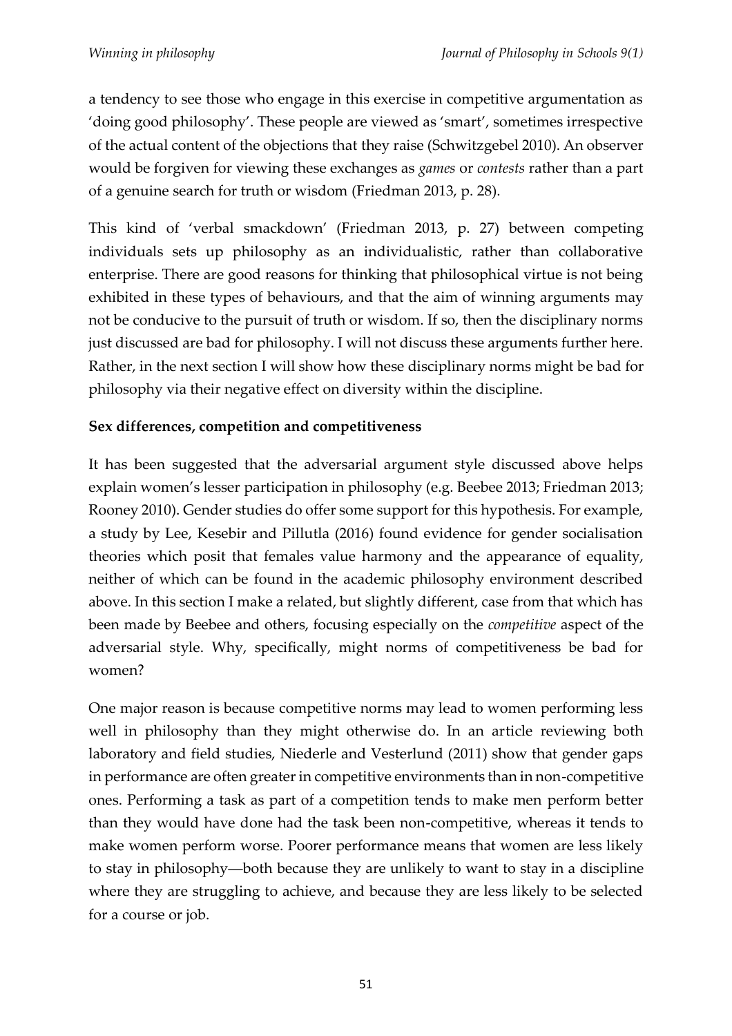a tendency to see those who engage in this exercise in competitive argumentation as 'doing good philosophy'. These people are viewed as 'smart', sometimes irrespective of the actual content of the objections that they raise (Schwitzgebel 2010). An observer would be forgiven for viewing these exchanges as *games* or *contests* rather than a part of a genuine search for truth or wisdom (Friedman 2013, p. 28).

This kind of 'verbal smackdown' (Friedman 2013, p. 27) between competing individuals sets up philosophy as an individualistic, rather than collaborative enterprise. There are good reasons for thinking that philosophical virtue is not being exhibited in these types of behaviours, and that the aim of winning arguments may not be conducive to the pursuit of truth or wisdom. If so, then the disciplinary norms just discussed are bad for philosophy. I will not discuss these arguments further here. Rather, in the next section I will show how these disciplinary norms might be bad for philosophy via their negative effect on diversity within the discipline.

**Sex differences, competition and competitiveness**

It has been suggested that the adversarial argument style discussed above helps explain women's lesser participation in philosophy (e.g. Beebee 2013; Friedman 2013; Rooney 2010). Gender studies do offer some support for this hypothesis. For example, a study by Lee, Kesebir and Pillutla (2016) found evidence for gender socialisation theories which posit that females value harmony and the appearance of equality, neither of which can be found in the academic philosophy environment described above. In this section I make a related, but slightly different, case from that which has been made by Beebee and others, focusing especially on the *competitive* aspect of the adversarial style. Why, specifically, might norms of competitiveness be bad for women?

One major reason is because competitive norms may lead to women performing less well in philosophy than they might otherwise do. In an article reviewing both laboratory and field studies, Niederle and Vesterlund (2011) show that gender gaps in performance are often greater in competitive environments than in non-competitive ones. Performing a task as part of a competition tends to make men perform better than they would have done had the task been non-competitive, whereas it tends to make women perform worse. Poorer performance means that women are less likely to stay in philosophy—both because they are unlikely to want to stay in a discipline where they are struggling to achieve, and because they are less likely to be selected for a course or job.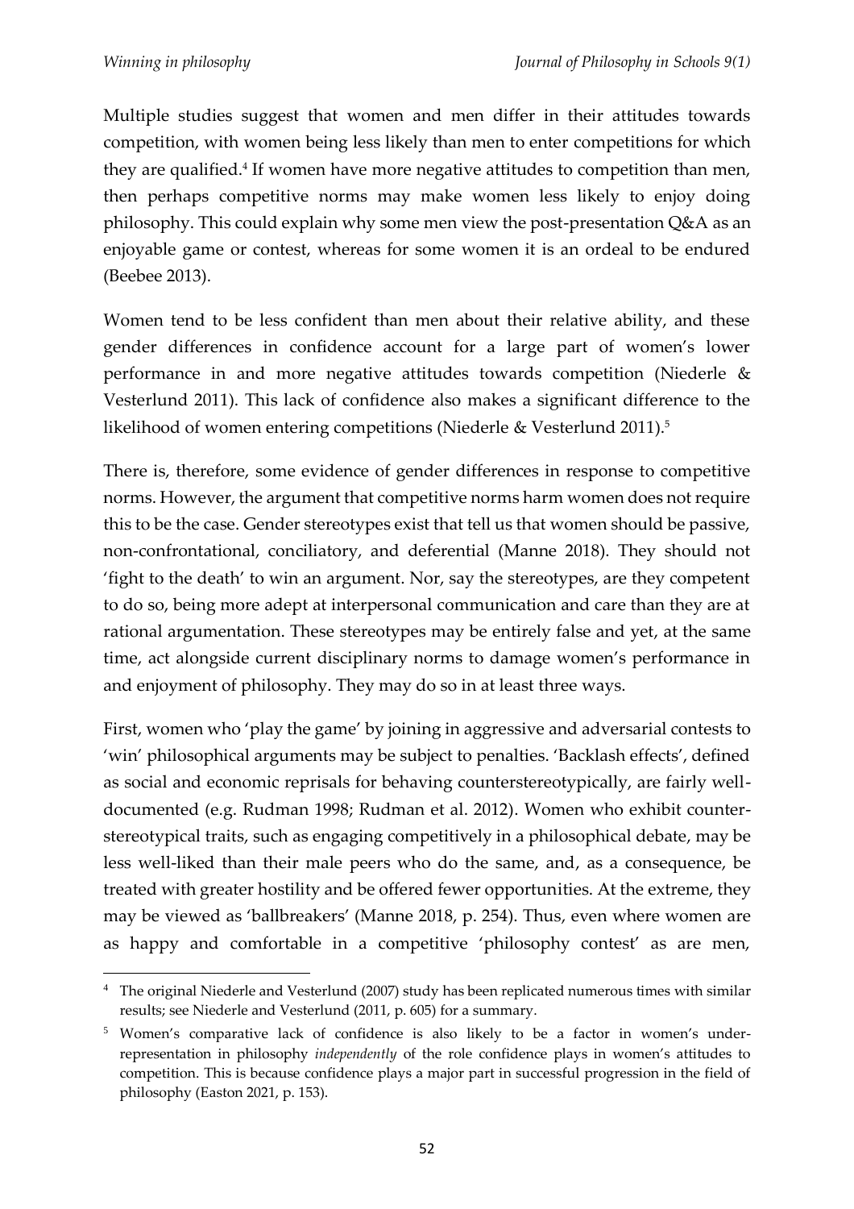Multiple studies suggest that women and men differ in their attitudes towards competition, with women being less likely than men to enter competitions for which they are qualified.[4] If women have more negative attitudes to competition than men, then perhaps competitive norms may make women less likely to enjoy doing philosophy. This could explain why some men view the post-presentation Q&A as an enjoyable game or contest, whereas for some women it is an ordeal to be endured (Beebee 2013).

Women tend to be less confident than men about their relative ability, and these gender differences in confidence account for a large part of women's lower performance in and more negative attitudes towards competition (Niederle & Vesterlund 2011). This lack of confidence also makes a significant difference to the likelihood of women entering competitions (Niederle & Vesterlund 2011).[5]

There is, therefore, some evidence of gender differences in response to competitive norms. However, the argument that competitive norms harm women does not require this to be the case. Gender stereotypes exist that tell us that women should be passive, non-confrontational, conciliatory, and deferential (Manne 2018). They should not 'fight to the death' to win an argument. Nor, say the stereotypes, are they competent to do so, being more adept at interpersonal communication and care than they are at rational argumentation. These stereotypes may be entirely false and yet, at the same time, act alongside current disciplinary norms to damage women's performance in and enjoyment of philosophy. They may do so in at least three ways.

First, women who 'play the game' by joining in aggressive and adversarial contests to 'win' philosophical arguments may be subject to penalties. 'Backlash effects', defined as social and economic reprisals for behaving counterstereotypically, are fairly well-documented (e.g. Rudman 1998; Rudman et al. 2012). Women who exhibit counter-stereotypical traits, such as engaging competitively in a philosophical debate, may be less well-liked than their male peers who do the same, and, as a consequence, be treated with greater hostility and be offered fewer opportunities. At the extreme, they may be viewed as 'ballbreakers' (Manne 2018, p. 254). Thus, even where women are as happy and comfortable in a competitive 'philosophy contest' as are men,

---

[4] The original Niederle and Vesterlund (2007) study has been replicated numerous times with similar results; see Niederle and Vesterlund (2011, p. 605) for a summary.

[5] Women's comparative lack of confidence is also likely to be a factor in women's under-representation in philosophy *independently* of the role confidence plays in women's attitudes to competition. This is because confidence plays a major part in successful progression in the field of philosophy (Easton 2021, p. 153).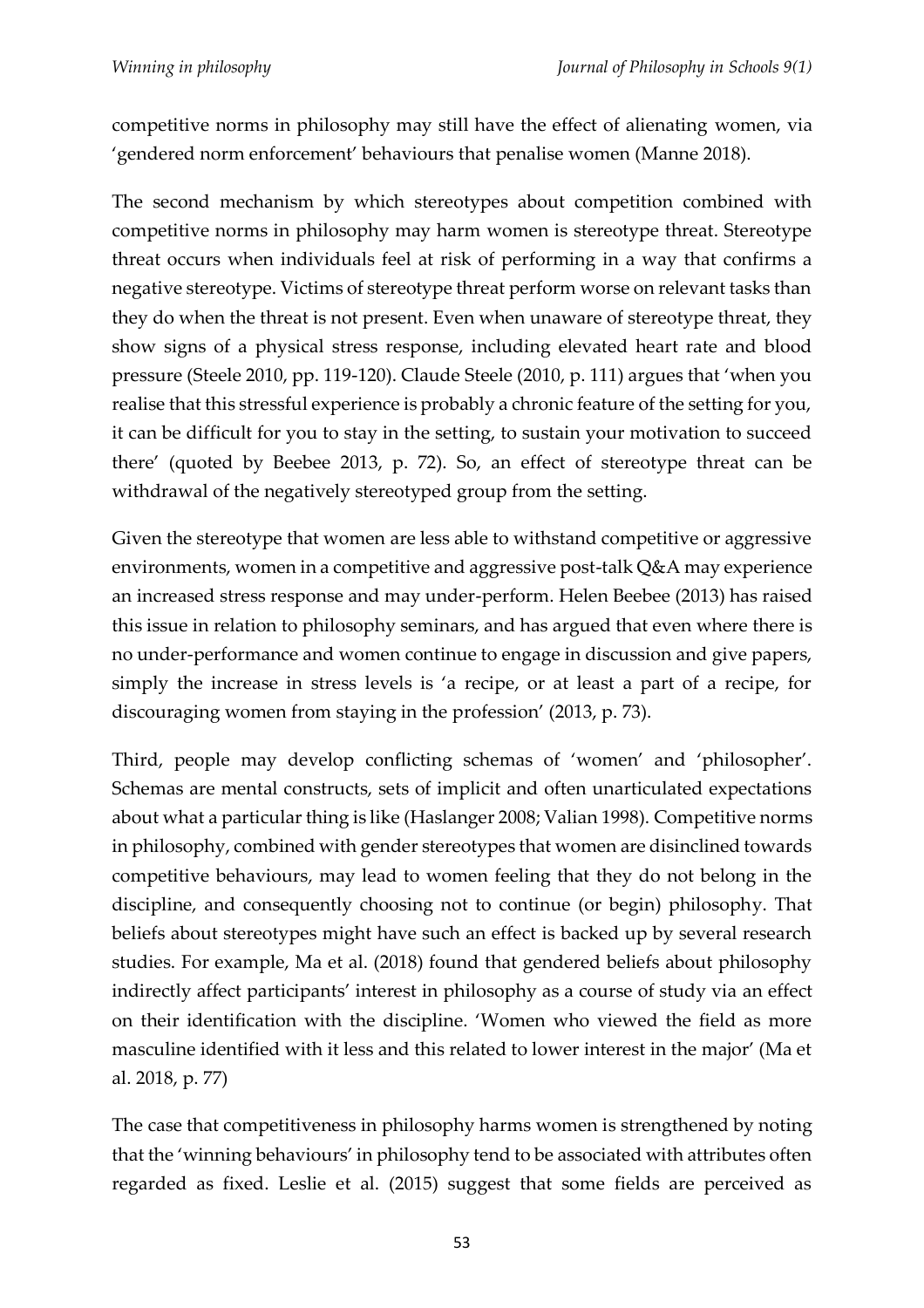competitive norms in philosophy may still have the effect of alienating women, via 'gendered norm enforcement' behaviours that penalise women (Manne 2018).

The second mechanism by which stereotypes about competition combined with competitive norms in philosophy may harm women is stereotype threat. Stereotype threat occurs when individuals feel at risk of performing in a way that confirms a negative stereotype. Victims of stereotype threat perform worse on relevant tasks than they do when the threat is not present. Even when unaware of stereotype threat, they show signs of a physical stress response, including elevated heart rate and blood pressure (Steele 2010, pp. 119-120). Claude Steele (2010, p. 111) argues that 'when you realise that this stressful experience is probably a chronic feature of the setting for you, it can be difficult for you to stay in the setting, to sustain your motivation to succeed there' (quoted by Beebee 2013, p. 72). So, an effect of stereotype threat can be withdrawal of the negatively stereotyped group from the setting.

Given the stereotype that women are less able to withstand competitive or aggressive environments, women in a competitive and aggressive post-talk Q&A may experience an increased stress response and may under-perform. Helen Beebee (2013) has raised this issue in relation to philosophy seminars, and has argued that even where there is no under-performance and women continue to engage in discussion and give papers, simply the increase in stress levels is 'a recipe, or at least a part of a recipe, for discouraging women from staying in the profession' (2013, p. 73).

Third, people may develop conflicting schemas of 'women' and 'philosopher'. Schemas are mental constructs, sets of implicit and often unarticulated expectations about what a particular thing is like (Haslanger 2008; Valian 1998). Competitive norms in philosophy, combined with gender stereotypes that women are disinclined towards competitive behaviours, may lead to women feeling that they do not belong in the discipline, and consequently choosing not to continue (or begin) philosophy. That beliefs about stereotypes might have such an effect is backed up by several research studies. For example, Ma et al. (2018) found that gendered beliefs about philosophy indirectly affect participants' interest in philosophy as a course of study via an effect on their identification with the discipline. 'Women who viewed the field as more masculine identified with it less and this related to lower interest in the major' (Ma et al. 2018, p. 77)

The case that competitiveness in philosophy harms women is strengthened by noting that the 'winning behaviours' in philosophy tend to be associated with attributes often regarded as fixed. Leslie et al. (2015) suggest that some fields are perceived as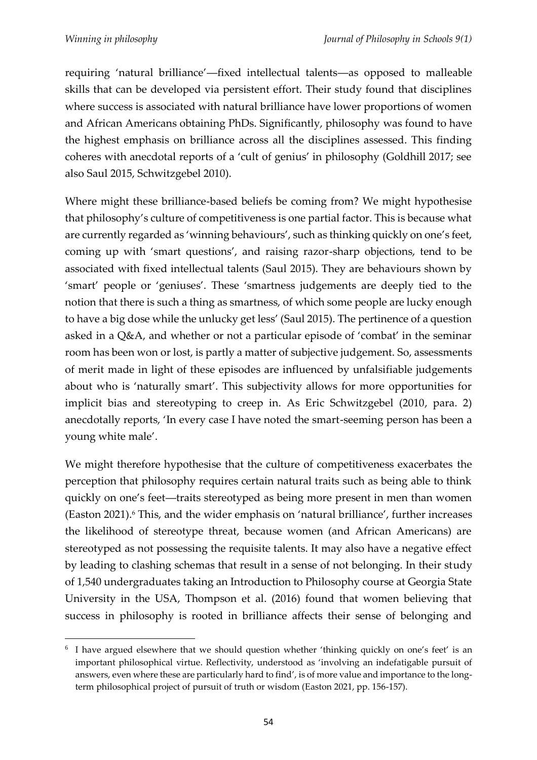requiring 'natural brilliance'—fixed intellectual talents—as opposed to malleable skills that can be developed via persistent effort. Their study found that disciplines where success is associated with natural brilliance have lower proportions of women and African Americans obtaining PhDs. Significantly, philosophy was found to have the highest emphasis on brilliance across all the disciplines assessed. This finding coheres with anecdotal reports of a 'cult of genius' in philosophy (Goldhill 2017; see also Saul 2015, Schwitzgebel 2010).

Where might these brilliance-based beliefs be coming from? We might hypothesise that philosophy's culture of competitiveness is one partial factor. This is because what are currently regarded as 'winning behaviours', such as thinking quickly on one's feet, coming up with 'smart questions', and raising razor-sharp objections, tend to be associated with fixed intellectual talents (Saul 2015). They are behaviours shown by 'smart' people or 'geniuses'. These 'smartness judgements are deeply tied to the notion that there is such a thing as smartness, of which some people are lucky enough to have a big dose while the unlucky get less' (Saul 2015). The pertinence of a question asked in a Q&A, and whether or not a particular episode of 'combat' in the seminar room has been won or lost, is partly a matter of subjective judgement. So, assessments of merit made in light of these episodes are influenced by unfalsifiable judgements about who is 'naturally smart'. This subjectivity allows for more opportunities for implicit bias and stereotyping to creep in. As Eric Schwitzgebel (2010, para. 2) anecdotally reports, 'In every case I have noted the smart-seeming person has been a young white male'.

We might therefore hypothesise that the culture of competitiveness exacerbates the perception that philosophy requires certain natural traits such as being able to think quickly on one's feet—traits stereotyped as being more present in men than women (Easton 2021).[6] This, and the wider emphasis on 'natural brilliance', further increases the likelihood of stereotype threat, because women (and African Americans) are stereotyped as not possessing the requisite talents. It may also have a negative effect by leading to clashing schemas that result in a sense of not belonging. In their study of 1,540 undergraduates taking an Introduction to Philosophy course at Georgia State University in the USA, Thompson et al. (2016) found that women believing that success in philosophy is rooted in brilliance affects their sense of belonging and

[6] I have argued elsewhere that we should question whether 'thinking quickly on one's feet' is an important philosophical virtue. Reflectivity, understood as 'involving an indefatigable pursuit of answers, even where these are particularly hard to find', is of more value and importance to the long-term philosophical project of pursuit of truth or wisdom (Easton 2021, pp. 156-157).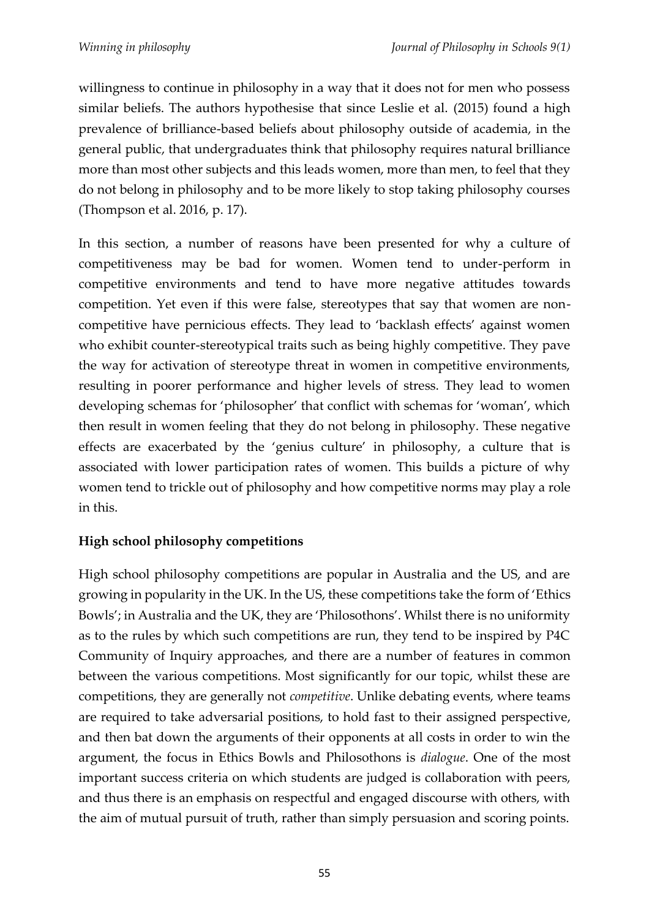willingness to continue in philosophy in a way that it does not for men who possess similar beliefs. The authors hypothesise that since Leslie et al. (2015) found a high prevalence of brilliance-based beliefs about philosophy outside of academia, in the general public, that undergraduates think that philosophy requires natural brilliance more than most other subjects and this leads women, more than men, to feel that they do not belong in philosophy and to be more likely to stop taking philosophy courses (Thompson et al. 2016, p. 17).

In this section, a number of reasons have been presented for why a culture of competitiveness may be bad for women. Women tend to under-perform in competitive environments and tend to have more negative attitudes towards competition. Yet even if this were false, stereotypes that say that women are non-competitive have pernicious effects. They lead to 'backlash effects' against women who exhibit counter-stereotypical traits such as being highly competitive. They pave the way for activation of stereotype threat in women in competitive environments, resulting in poorer performance and higher levels of stress. They lead to women developing schemas for 'philosopher' that conflict with schemas for 'woman', which then result in women feeling that they do not belong in philosophy. These negative effects are exacerbated by the 'genius culture' in philosophy, a culture that is associated with lower participation rates of women. This builds a picture of why women tend to trickle out of philosophy and how competitive norms may play a role in this.

## High school philosophy competitions

High school philosophy competitions are popular in Australia and the US, and are growing in popularity in the UK. In the US, these competitions take the form of 'Ethics Bowls'; in Australia and the UK, they are 'Philosothons'. Whilst there is no uniformity as to the rules by which such competitions are run, they tend to be inspired by P4C Community of Inquiry approaches, and there are a number of features in common between the various competitions. Most significantly for our topic, whilst these are competitions, they are generally not *competitive*. Unlike debating events, where teams are required to take adversarial positions, to hold fast to their assigned perspective, and then bat down the arguments of their opponents at all costs in order to win the argument, the focus in Ethics Bowls and Philosothons is *dialogue*. One of the most important success criteria on which students are judged is collaboration with peers, and thus there is an emphasis on respectful and engaged discourse with others, with the aim of mutual pursuit of truth, rather than simply persuasion and scoring points.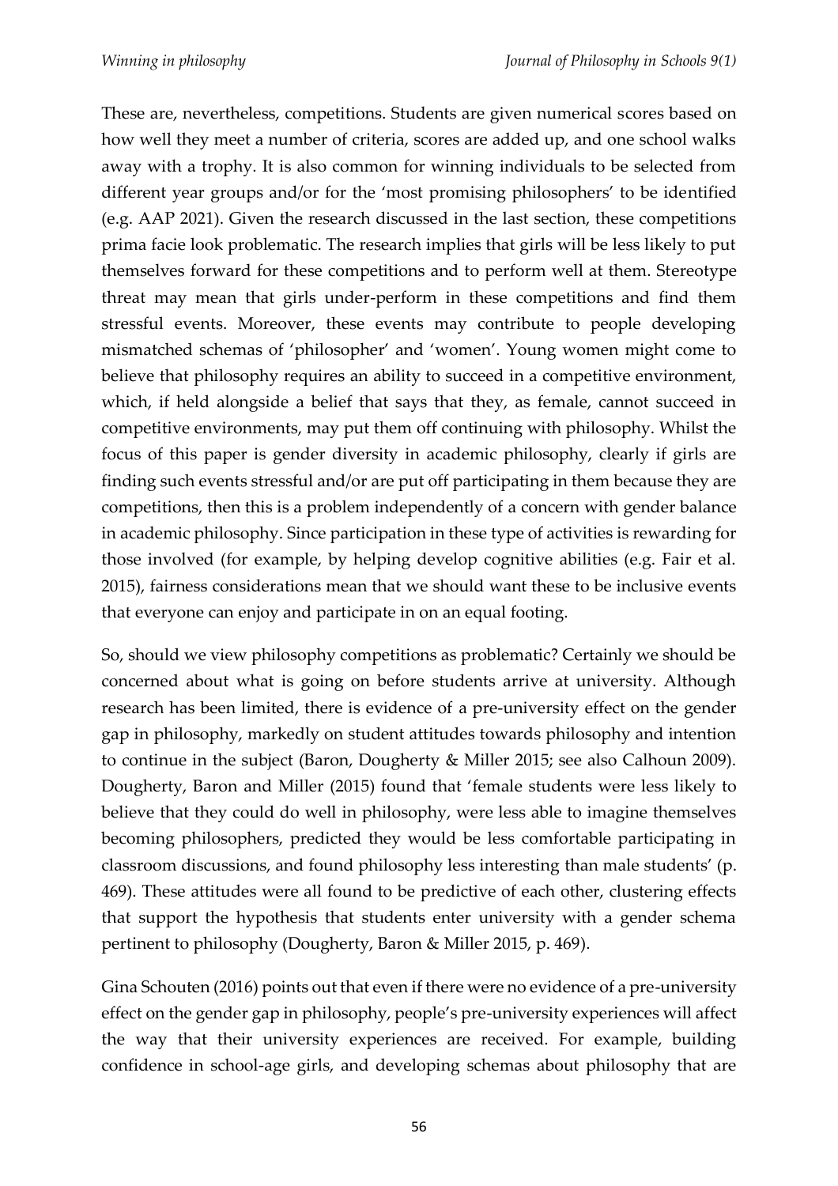These are, nevertheless, competitions. Students are given numerical scores based on how well they meet a number of criteria, scores are added up, and one school walks away with a trophy. It is also common for winning individuals to be selected from different year groups and/or for the 'most promising philosophers' to be identified (e.g. AAP 2021). Given the research discussed in the last section, these competitions prima facie look problematic. The research implies that girls will be less likely to put themselves forward for these competitions and to perform well at them. Stereotype threat may mean that girls under-perform in these competitions and find them stressful events. Moreover, these events may contribute to people developing mismatched schemas of 'philosopher' and 'women'. Young women might come to believe that philosophy requires an ability to succeed in a competitive environment, which, if held alongside a belief that says that they, as female, cannot succeed in competitive environments, may put them off continuing with philosophy. Whilst the focus of this paper is gender diversity in academic philosophy, clearly if girls are finding such events stressful and/or are put off participating in them because they are competitions, then this is a problem independently of a concern with gender balance in academic philosophy. Since participation in these type of activities is rewarding for those involved (for example, by helping develop cognitive abilities (e.g. Fair et al. 2015), fairness considerations mean that we should want these to be inclusive events that everyone can enjoy and participate in on an equal footing.

So, should we view philosophy competitions as problematic? Certainly we should be concerned about what is going on before students arrive at university. Although research has been limited, there is evidence of a pre-university effect on the gender gap in philosophy, markedly on student attitudes towards philosophy and intention to continue in the subject (Baron, Dougherty & Miller 2015; see also Calhoun 2009). Dougherty, Baron and Miller (2015) found that 'female students were less likely to believe that they could do well in philosophy, were less able to imagine themselves becoming philosophers, predicted they would be less comfortable participating in classroom discussions, and found philosophy less interesting than male students' (p. 469). These attitudes were all found to be predictive of each other, clustering effects that support the hypothesis that students enter university with a gender schema pertinent to philosophy (Dougherty, Baron & Miller 2015, p. 469).

Gina Schouten (2016) points out that even if there were no evidence of a pre-university effect on the gender gap in philosophy, people's pre-university experiences will affect the way that their university experiences are received. For example, building confidence in school-age girls, and developing schemas about philosophy that are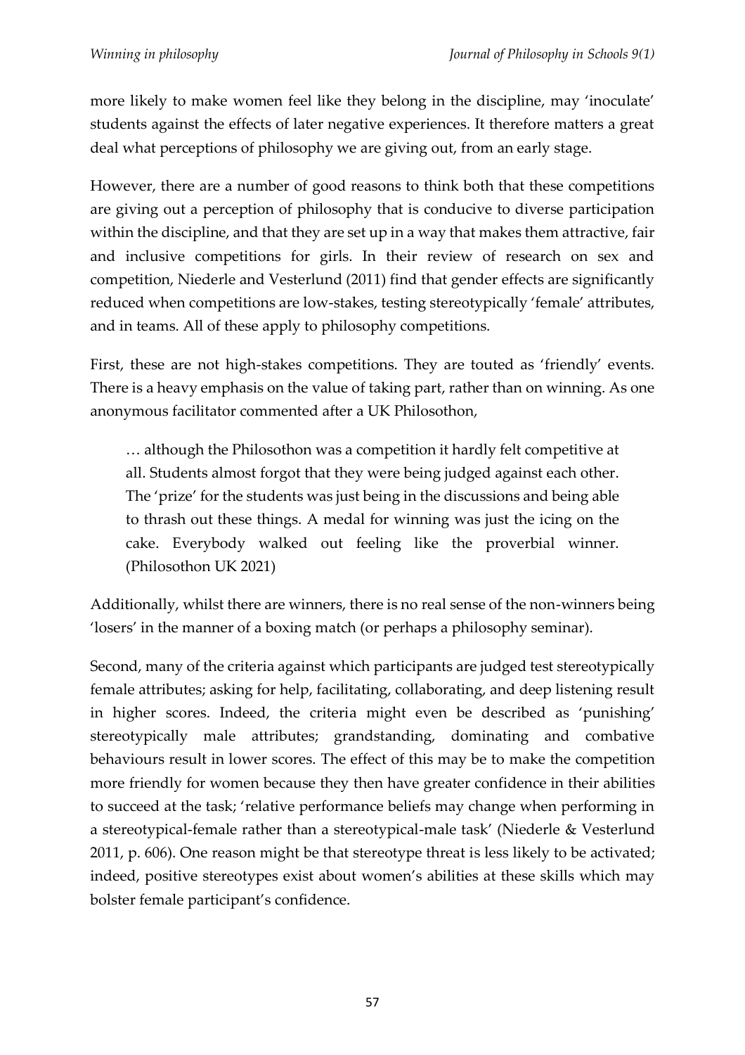more likely to make women feel like they belong in the discipline, may 'inoculate' students against the effects of later negative experiences. It therefore matters a great deal what perceptions of philosophy we are giving out, from an early stage.

However, there are a number of good reasons to think both that these competitions are giving out a perception of philosophy that is conducive to diverse participation within the discipline, and that they are set up in a way that makes them attractive, fair and inclusive competitions for girls. In their review of research on sex and competition, Niederle and Vesterlund (2011) find that gender effects are significantly reduced when competitions are low-stakes, testing stereotypically 'female' attributes, and in teams. All of these apply to philosophy competitions.

First, these are not high-stakes competitions. They are touted as 'friendly' events. There is a heavy emphasis on the value of taking part, rather than on winning. As one anonymous facilitator commented after a UK Philosothon,

> … although the Philosothon was a competition it hardly felt competitive at all. Students almost forgot that they were being judged against each other. The 'prize' for the students was just being in the discussions and being able to thrash out these things. A medal for winning was just the icing on the cake. Everybody walked out feeling like the proverbial winner. (Philosothon UK 2021)

Additionally, whilst there are winners, there is no real sense of the non-winners being 'losers' in the manner of a boxing match (or perhaps a philosophy seminar).

Second, many of the criteria against which participants are judged test stereotypically female attributes; asking for help, facilitating, collaborating, and deep listening result in higher scores. Indeed, the criteria might even be described as 'punishing' stereotypically male attributes; grandstanding, dominating and combative behaviours result in lower scores. The effect of this may be to make the competition more friendly for women because they then have greater confidence in their abilities to succeed at the task; 'relative performance beliefs may change when performing in a stereotypical-female rather than a stereotypical-male task' (Niederle & Vesterlund 2011, p. 606). One reason might be that stereotype threat is less likely to be activated; indeed, positive stereotypes exist about women's abilities at these skills which may bolster female participant's confidence.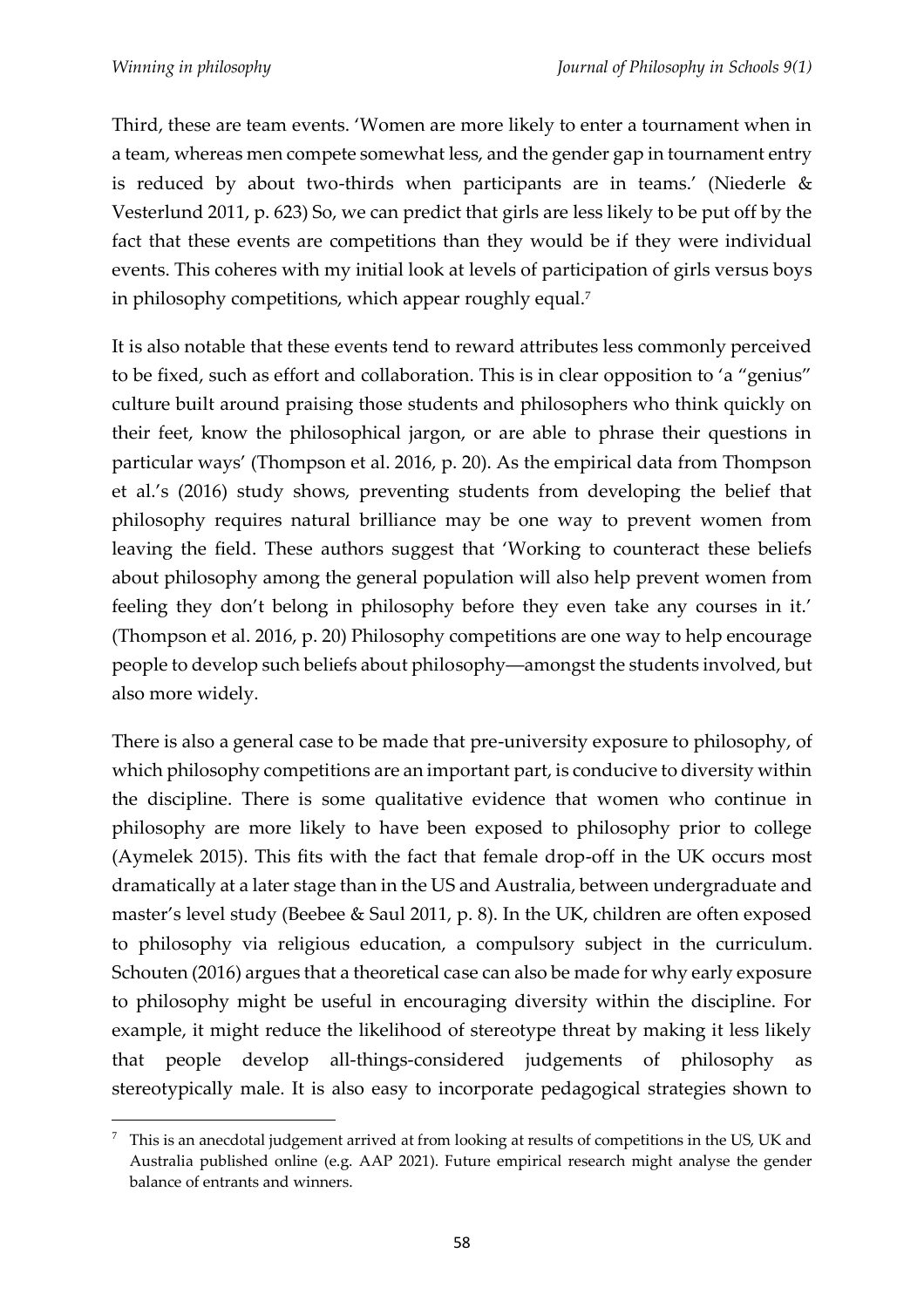Third, these are team events. 'Women are more likely to enter a tournament when in a team, whereas men compete somewhat less, and the gender gap in tournament entry is reduced by about two-thirds when participants are in teams.' (Niederle & Vesterlund 2011, p. 623) So, we can predict that girls are less likely to be put off by the fact that these events are competitions than they would be if they were individual events. This coheres with my initial look at levels of participation of girls versus boys in philosophy competitions, which appear roughly equal.[7]

It is also notable that these events tend to reward attributes less commonly perceived to be fixed, such as effort and collaboration. This is in clear opposition to 'a "genius" culture built around praising those students and philosophers who think quickly on their feet, know the philosophical jargon, or are able to phrase their questions in particular ways' (Thompson et al. 2016, p. 20). As the empirical data from Thompson et al.'s (2016) study shows, preventing students from developing the belief that philosophy requires natural brilliance may be one way to prevent women from leaving the field. These authors suggest that 'Working to counteract these beliefs about philosophy among the general population will also help prevent women from feeling they don't belong in philosophy before they even take any courses in it.' (Thompson et al. 2016, p. 20) Philosophy competitions are one way to help encourage people to develop such beliefs about philosophy—amongst the students involved, but also more widely.

There is also a general case to be made that pre-university exposure to philosophy, of which philosophy competitions are an important part, is conducive to diversity within the discipline. There is some qualitative evidence that women who continue in philosophy are more likely to have been exposed to philosophy prior to college (Aymelek 2015). This fits with the fact that female drop-off in the UK occurs most dramatically at a later stage than in the US and Australia, between undergraduate and master's level study (Beebee & Saul 2011, p. 8). In the UK, children are often exposed to philosophy via religious education, a compulsory subject in the curriculum. Schouten (2016) argues that a theoretical case can also be made for why early exposure to philosophy might be useful in encouraging diversity within the discipline. For example, it might reduce the likelihood of stereotype threat by making it less likely that people develop all-things-considered judgements of philosophy as stereotypically male. It is also easy to incorporate pedagogical strategies shown to

---

[7] This is an anecdotal judgement arrived at from looking at results of competitions in the US, UK and Australia published online (e.g. AAP 2021). Future empirical research might analyse the gender balance of entrants and winners.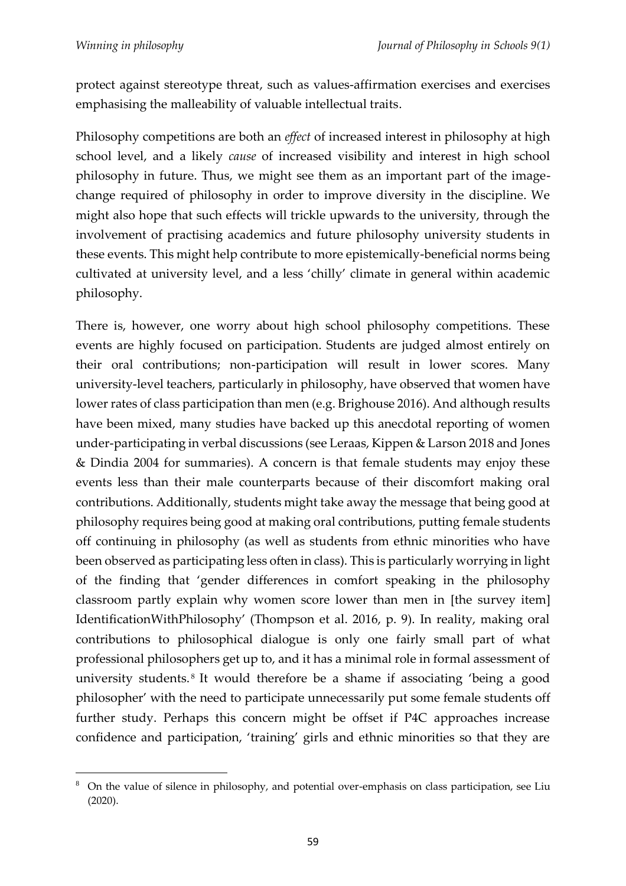protect against stereotype threat, such as values-affirmation exercises and exercises emphasising the malleability of valuable intellectual traits.

Philosophy competitions are both an *effect* of increased interest in philosophy at high school level, and a likely *cause* of increased visibility and interest in high school philosophy in future. Thus, we might see them as an important part of the image-change required of philosophy in order to improve diversity in the discipline. We might also hope that such effects will trickle upwards to the university, through the involvement of practising academics and future philosophy university students in these events. This might help contribute to more epistemically-beneficial norms being cultivated at university level, and a less 'chilly' climate in general within academic philosophy.

There is, however, one worry about high school philosophy competitions. These events are highly focused on participation. Students are judged almost entirely on their oral contributions; non-participation will result in lower scores. Many university-level teachers, particularly in philosophy, have observed that women have lower rates of class participation than men (e.g. Brighouse 2016). And although results have been mixed, many studies have backed up this anecdotal reporting of women under-participating in verbal discussions (see Leraas, Kippen & Larson 2018 and Jones & Dindia 2004 for summaries). A concern is that female students may enjoy these events less than their male counterparts because of their discomfort making oral contributions. Additionally, students might take away the message that being good at philosophy requires being good at making oral contributions, putting female students off continuing in philosophy (as well as students from ethnic minorities who have been observed as participating less often in class). This is particularly worrying in light of the finding that 'gender differences in comfort speaking in the philosophy classroom partly explain why women score lower than men in [the survey item] IdentificationWithPhilosophy' (Thompson et al. 2016, p. 9). In reality, making oral contributions to philosophical dialogue is only one fairly small part of what professional philosophers get up to, and it has a minimal role in formal assessment of university students.[8] It would therefore be a shame if associating 'being a good philosopher' with the need to participate unnecessarily put some female students off further study. Perhaps this concern might be offset if P4C approaches increase confidence and participation, 'training' girls and ethnic minorities so that they are

[8] On the value of silence in philosophy, and potential over-emphasis on class participation, see Liu (2020).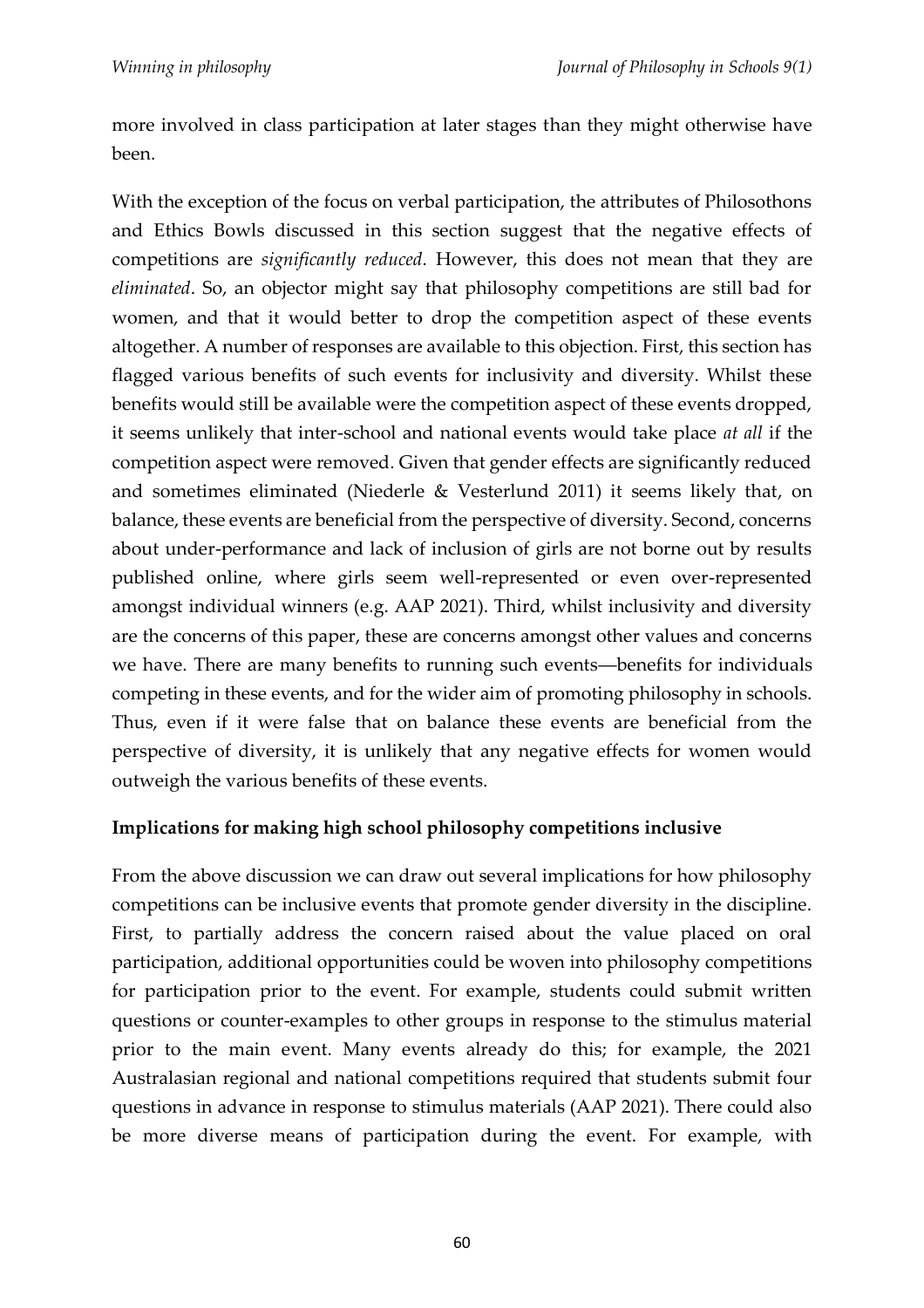more involved in class participation at later stages than they might otherwise have been.

With the exception of the focus on verbal participation, the attributes of Philosothons and Ethics Bowls discussed in this section suggest that the negative effects of competitions are *significantly reduced*. However, this does not mean that they are *eliminated*. So, an objector might say that philosophy competitions are still bad for women, and that it would better to drop the competition aspect of these events altogether. A number of responses are available to this objection. First, this section has flagged various benefits of such events for inclusivity and diversity. Whilst these benefits would still be available were the competition aspect of these events dropped, it seems unlikely that inter-school and national events would take place *at all* if the competition aspect were removed. Given that gender effects are significantly reduced and sometimes eliminated (Niederle & Vesterlund 2011) it seems likely that, on balance, these events are beneficial from the perspective of diversity. Second, concerns about under-performance and lack of inclusion of girls are not borne out by results published online, where girls seem well-represented or even over-represented amongst individual winners (e.g. AAP 2021). Third, whilst inclusivity and diversity are the concerns of this paper, these are concerns amongst other values and concerns we have. There are many benefits to running such events—benefits for individuals competing in these events, and for the wider aim of promoting philosophy in schools. Thus, even if it were false that on balance these events are beneficial from the perspective of diversity, it is unlikely that any negative effects for women would outweigh the various benefits of these events.

## Implications for making high school philosophy competitions inclusive

From the above discussion we can draw out several implications for how philosophy competitions can be inclusive events that promote gender diversity in the discipline. First, to partially address the concern raised about the value placed on oral participation, additional opportunities could be woven into philosophy competitions for participation prior to the event. For example, students could submit written questions or counter-examples to other groups in response to the stimulus material prior to the main event. Many events already do this; for example, the 2021 Australasian regional and national competitions required that students submit four questions in advance in response to stimulus materials (AAP 2021). There could also be more diverse means of participation during the event. For example, with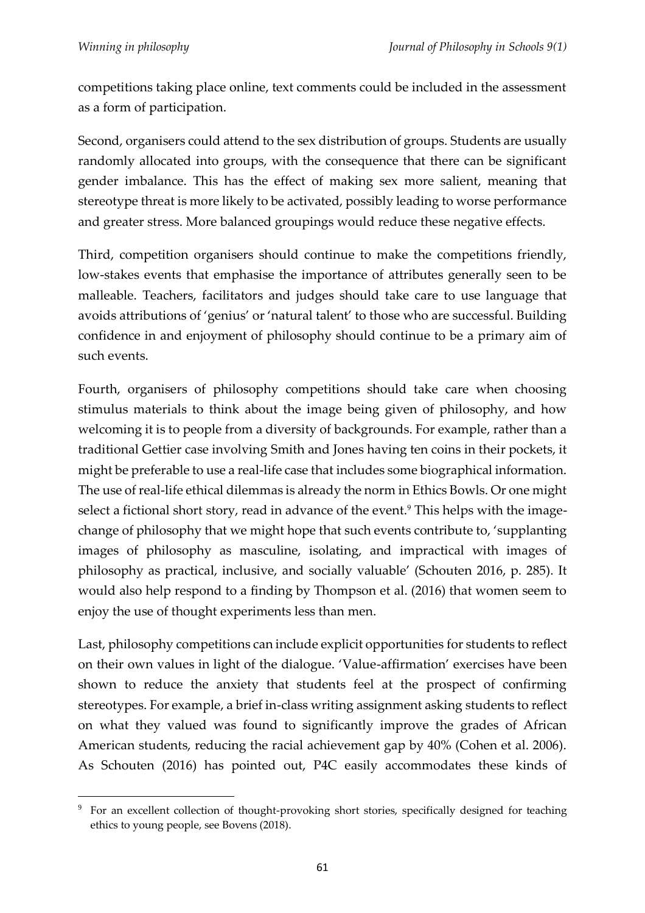competitions taking place online, text comments could be included in the assessment as a form of participation.

Second, organisers could attend to the sex distribution of groups. Students are usually randomly allocated into groups, with the consequence that there can be significant gender imbalance. This has the effect of making sex more salient, meaning that stereotype threat is more likely to be activated, possibly leading to worse performance and greater stress. More balanced groupings would reduce these negative effects.

Third, competition organisers should continue to make the competitions friendly, low-stakes events that emphasise the importance of attributes generally seen to be malleable. Teachers, facilitators and judges should take care to use language that avoids attributions of 'genius' or 'natural talent' to those who are successful. Building confidence in and enjoyment of philosophy should continue to be a primary aim of such events.

Fourth, organisers of philosophy competitions should take care when choosing stimulus materials to think about the image being given of philosophy, and how welcoming it is to people from a diversity of backgrounds. For example, rather than a traditional Gettier case involving Smith and Jones having ten coins in their pockets, it might be preferable to use a real-life case that includes some biographical information. The use of real-life ethical dilemmas is already the norm in Ethics Bowls. Or one might select a fictional short story, read in advance of the event.[9] This helps with the image-change of philosophy that we might hope that such events contribute to, 'supplanting images of philosophy as masculine, isolating, and impractical with images of philosophy as practical, inclusive, and socially valuable' (Schouten 2016, p. 285). It would also help respond to a finding by Thompson et al. (2016) that women seem to enjoy the use of thought experiments less than men.

Last, philosophy competitions can include explicit opportunities for students to reflect on their own values in light of the dialogue. 'Value-affirmation' exercises have been shown to reduce the anxiety that students feel at the prospect of confirming stereotypes. For example, a brief in-class writing assignment asking students to reflect on what they valued was found to significantly improve the grades of African American students, reducing the racial achievement gap by 40% (Cohen et al. 2006). As Schouten (2016) has pointed out, P4C easily accommodates these kinds of

[9] For an excellent collection of thought-provoking short stories, specifically designed for teaching ethics to young people, see Bovens (2018).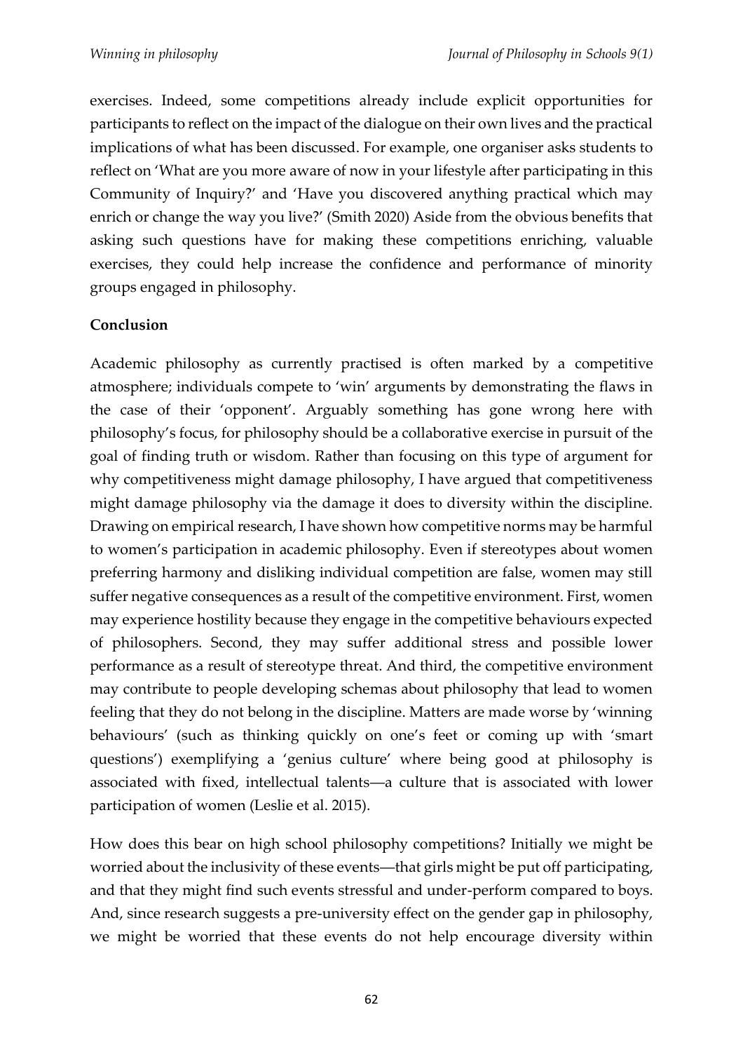exercises. Indeed, some competitions already include explicit opportunities for participants to reflect on the impact of the dialogue on their own lives and the practical implications of what has been discussed. For example, one organiser asks students to reflect on 'What are you more aware of now in your lifestyle after participating in this Community of Inquiry?' and 'Have you discovered anything practical which may enrich or change the way you live?' (Smith 2020) Aside from the obvious benefits that asking such questions have for making these competitions enriching, valuable exercises, they could help increase the confidence and performance of minority groups engaged in philosophy.

**Conclusion**

Academic philosophy as currently practised is often marked by a competitive atmosphere; individuals compete to 'win' arguments by demonstrating the flaws in the case of their 'opponent'. Arguably something has gone wrong here with philosophy's focus, for philosophy should be a collaborative exercise in pursuit of the goal of finding truth or wisdom. Rather than focusing on this type of argument for why competitiveness might damage philosophy, I have argued that competitiveness might damage philosophy via the damage it does to diversity within the discipline. Drawing on empirical research, I have shown how competitive norms may be harmful to women's participation in academic philosophy. Even if stereotypes about women preferring harmony and disliking individual competition are false, women may still suffer negative consequences as a result of the competitive environment. First, women may experience hostility because they engage in the competitive behaviours expected of philosophers. Second, they may suffer additional stress and possible lower performance as a result of stereotype threat. And third, the competitive environment may contribute to people developing schemas about philosophy that lead to women feeling that they do not belong in the discipline. Matters are made worse by 'winning behaviours' (such as thinking quickly on one's feet or coming up with 'smart questions') exemplifying a 'genius culture' where being good at philosophy is associated with fixed, intellectual talents—a culture that is associated with lower participation of women (Leslie et al. 2015).

How does this bear on high school philosophy competitions? Initially we might be worried about the inclusivity of these events—that girls might be put off participating, and that they might find such events stressful and under-perform compared to boys. And, since research suggests a pre-university effect on the gender gap in philosophy, we might be worried that these events do not help encourage diversity within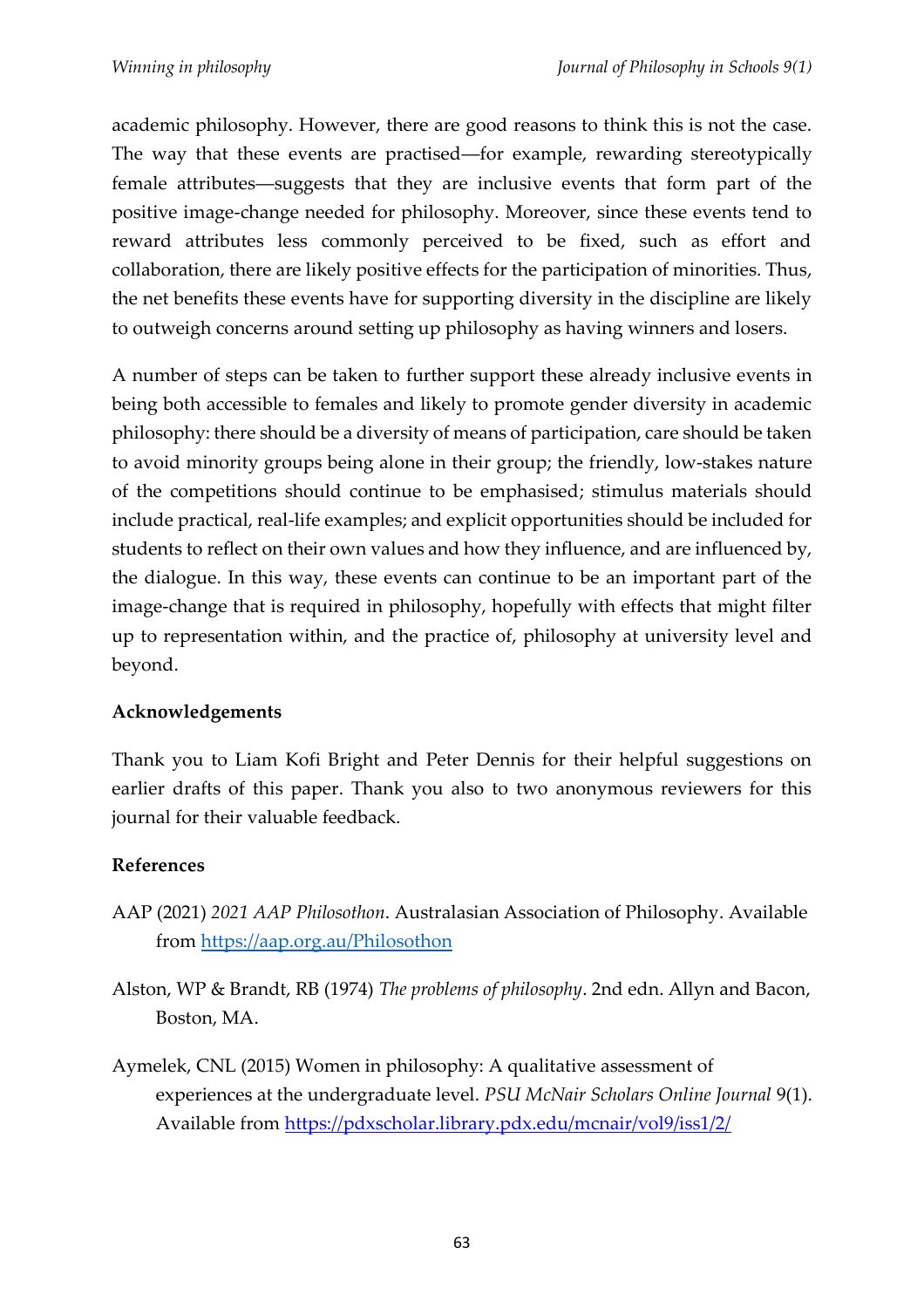academic philosophy. However, there are good reasons to think this is not the case. The way that these events are practised—for example, rewarding stereotypically female attributes—suggests that they are inclusive events that form part of the positive image-change needed for philosophy. Moreover, since these events tend to reward attributes less commonly perceived to be fixed, such as effort and collaboration, there are likely positive effects for the participation of minorities. Thus, the net benefits these events have for supporting diversity in the discipline are likely to outweigh concerns around setting up philosophy as having winners and losers.

A number of steps can be taken to further support these already inclusive events in being both accessible to females and likely to promote gender diversity in academic philosophy: there should be a diversity of means of participation, care should be taken to avoid minority groups being alone in their group; the friendly, low-stakes nature of the competitions should continue to be emphasised; stimulus materials should include practical, real-life examples; and explicit opportunities should be included for students to reflect on their own values and how they influence, and are influenced by, the dialogue. In this way, these events can continue to be an important part of the image-change that is required in philosophy, hopefully with effects that might filter up to representation within, and the practice of, philosophy at university level and beyond.

**Acknowledgements**

Thank you to Liam Kofi Bright and Peter Dennis for their helpful suggestions on earlier drafts of this paper. Thank you also to two anonymous reviewers for this journal for their valuable feedback.

**References**

AAP (2021) *2021 AAP Philosothon*. Australasian Association of Philosophy. Available from https://aap.org.au/Philosothon

Alston, WP & Brandt, RB (1974) *The problems of philosophy*. 2nd edn. Allyn and Bacon, Boston, MA.

Aymelek, CNL (2015) Women in philosophy: A qualitative assessment of experiences at the undergraduate level. *PSU McNair Scholars Online Journal* 9(1). Available from https://pdxscholar.library.pdx.edu/mcnair/vol9/iss1/2/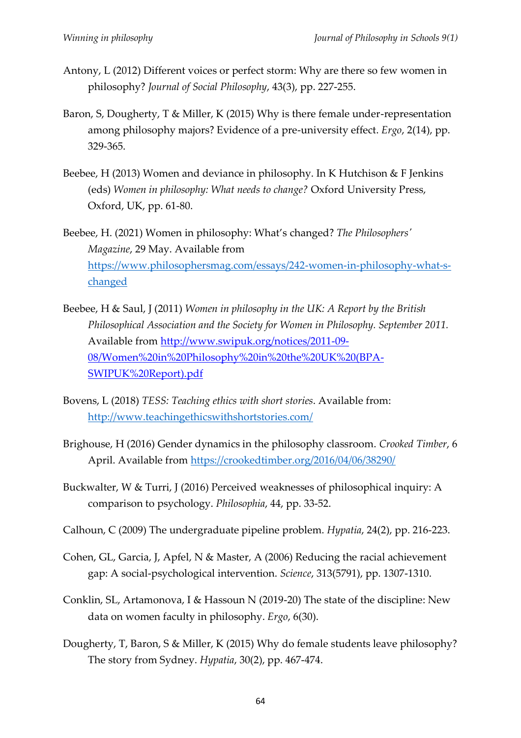Antony, L (2012) Different voices or perfect storm: Why are there so few women in philosophy? *Journal of Social Philosophy*, 43(3), pp. 227-255.

Baron, S, Dougherty, T & Miller, K (2015) Why is there female under-representation among philosophy majors? Evidence of a pre-university effect. *Ergo*, 2(14), pp. 329-365.

Beebee, H (2013) Women and deviance in philosophy. In K Hutchison & F Jenkins (eds) *Women in philosophy: What needs to change?* Oxford University Press, Oxford, UK, pp. 61-80.

Beebee, H. (2021) Women in philosophy: What's changed? *The Philosophers' Magazine*, 29 May. Available from [https://www.philosophersmag.com/essays/242-women-in-philosophy-what-s-changed](https://www.philosophersmag.com/essays/242-women-in-philosophy-what-s-changed)

Beebee, H & Saul, J (2011) *Women in philosophy in the UK: A Report by the British Philosophical Association and the Society for Women in Philosophy. September 2011.* Available from [http://www.swipuk.org/notices/2011-09-08/Women%20in%20Philosophy%20in%20the%20UK%20(BPA-SWIPUK%20Report).pdf](http://www.swipuk.org/notices/2011-09-08/Women%20in%20Philosophy%20in%20the%20UK%20(BPA-SWIPUK%20Report).pdf)

Bovens, L (2018) *TESS: Teaching ethics with short stories*. Available from: [http://www.teachingethicswithshortstories.com/](http://www.teachingethicswithshortstories.com/)

Brighouse, H (2016) Gender dynamics in the philosophy classroom. *Crooked Timber*, 6 April. Available from [https://crookedtimber.org/2016/04/06/38290/](https://crookedtimber.org/2016/04/06/38290/)

Buckwalter, W & Turri, J (2016) Perceived weaknesses of philosophical inquiry: A comparison to psychology. *Philosophia*, 44, pp. 33-52.

Calhoun, C (2009) The undergraduate pipeline problem. *Hypatia*, 24(2), pp. 216-223.

Cohen, GL, Garcia, J, Apfel, N & Master, A (2006) Reducing the racial achievement gap: A social-psychological intervention. *Science*, 313(5791), pp. 1307-1310.

Conklin, SL, Artamonova, I & Hassoun N (2019-20) The state of the discipline: New data on women faculty in philosophy. *Ergo*, 6(30).

Dougherty, T, Baron, S & Miller, K (2015) Why do female students leave philosophy? The story from Sydney. *Hypatia*, 30(2), pp. 467-474.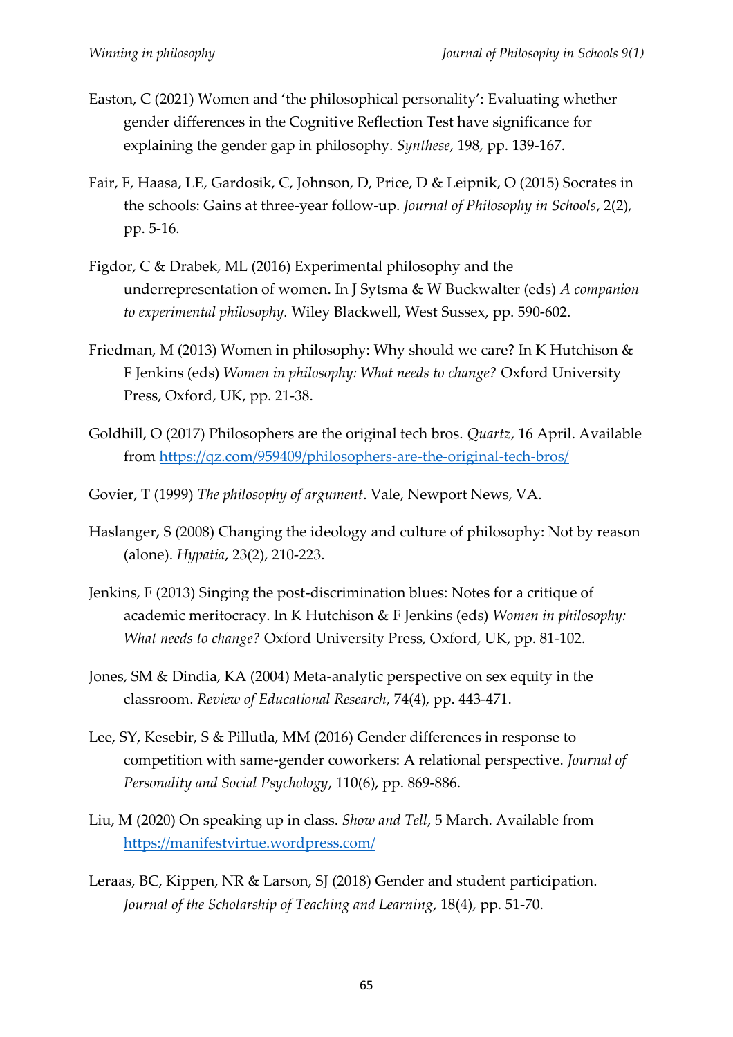Easton, C (2021) Women and 'the philosophical personality': Evaluating whether gender differences in the Cognitive Reflection Test have significance for explaining the gender gap in philosophy. *Synthese*, 198, pp. 139-167.

Fair, F, Haasa, LE, Gardosik, C, Johnson, D, Price, D & Leipnik, O (2015) Socrates in the schools: Gains at three-year follow-up. *Journal of Philosophy in Schools*, 2(2), pp. 5-16.

Figdor, C & Drabek, ML (2016) Experimental philosophy and the underrepresentation of women. In J Sytsma & W Buckwalter (eds) *A companion to experimental philosophy.* Wiley Blackwell, West Sussex, pp. 590-602.

Friedman, M (2013) Women in philosophy: Why should we care? In K Hutchison & F Jenkins (eds) *Women in philosophy: What needs to change?* Oxford University Press, Oxford, UK, pp. 21-38.

Goldhill, O (2017) Philosophers are the original tech bros. *Quartz*, 16 April. Available from https://qz.com/959409/philosophers-are-the-original-tech-bros/

Govier, T (1999) *The philosophy of argument*. Vale, Newport News, VA.

Haslanger, S (2008) Changing the ideology and culture of philosophy: Not by reason (alone). *Hypatia*, 23(2), 210-223.

Jenkins, F (2013) Singing the post-discrimination blues: Notes for a critique of academic meritocracy. In K Hutchison & F Jenkins (eds) *Women in philosophy: What needs to change?* Oxford University Press, Oxford, UK, pp. 81-102.

Jones, SM & Dindia, KA (2004) Meta-analytic perspective on sex equity in the classroom. *Review of Educational Research*, 74(4), pp. 443-471.

Lee, SY, Kesebir, S & Pillutla, MM (2016) Gender differences in response to competition with same-gender coworkers: A relational perspective. *Journal of Personality and Social Psychology*, 110(6), pp. 869-886.

Liu, M (2020) On speaking up in class. *Show and Tell*, 5 March. Available from https://manifestvirtue.wordpress.com/

Leraas, BC, Kippen, NR & Larson, SJ (2018) Gender and student participation. *Journal of the Scholarship of Teaching and Learning*, 18(4), pp. 51-70.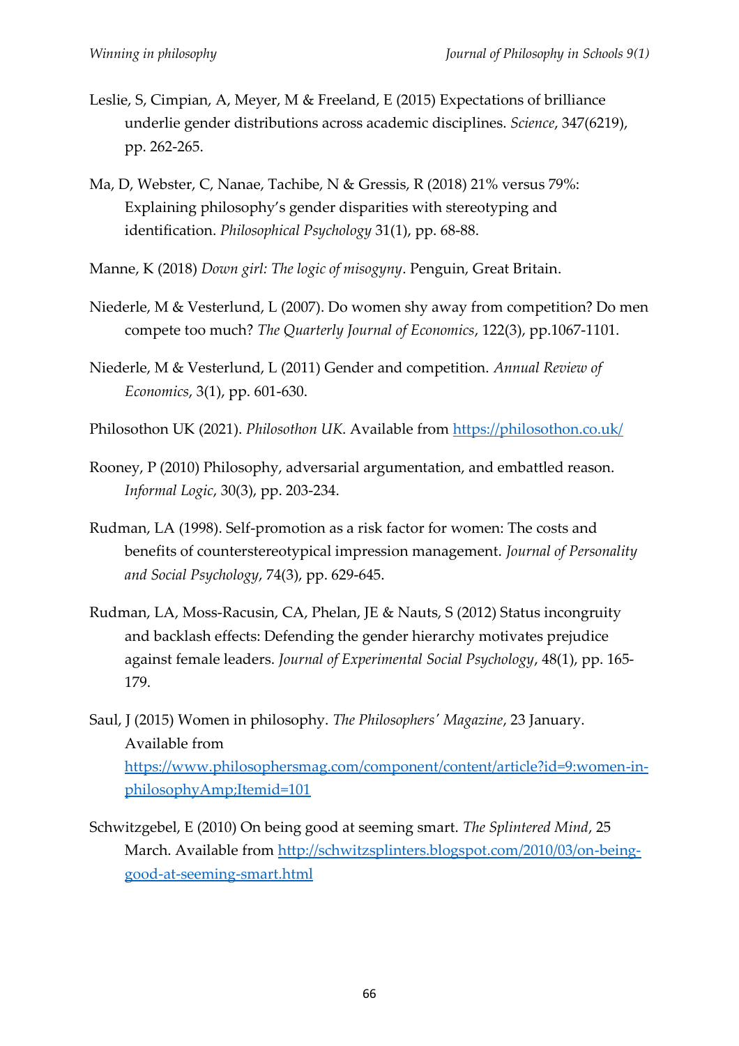Leslie, S, Cimpian, A, Meyer, M & Freeland, E (2015) Expectations of brilliance underlie gender distributions across academic disciplines. *Science*, 347(6219), pp. 262-265.

Ma, D, Webster, C, Nanae, Tachibe, N & Gressis, R (2018) 21% versus 79%: Explaining philosophy's gender disparities with stereotyping and identification. *Philosophical Psychology* 31(1), pp. 68-88.

Manne, K (2018) *Down girl: The logic of misogyny*. Penguin, Great Britain.

Niederle, M & Vesterlund, L (2007). Do women shy away from competition? Do men compete too much? *The Quarterly Journal of Economics*, 122(3), pp.1067-1101.

Niederle, M & Vesterlund, L (2011) Gender and competition. *Annual Review of Economics*, 3(1), pp. 601-630.

Philosothon UK (2021). *Philosothon UK*. Available from https://philosothon.co.uk/

Rooney, P (2010) Philosophy, adversarial argumentation, and embattled reason. *Informal Logic*, 30(3), pp. 203-234.

Rudman, LA (1998). Self-promotion as a risk factor for women: The costs and benefits of counterstereotypical impression management. *Journal of Personality and Social Psychology*, 74(3), pp. 629-645.

Rudman, LA, Moss-Racusin, CA, Phelan, JE & Nauts, S (2012) Status incongruity and backlash effects: Defending the gender hierarchy motivates prejudice against female leaders. *Journal of Experimental Social Psychology*, 48(1), pp. 165-179.

Saul, J (2015) Women in philosophy. *The Philosophers' Magazine*, 23 January. Available from https://www.philosophersmag.com/component/content/article?id=9:women-in-philosophyAmp;Itemid=101

Schwitzgebel, E (2010) On being good at seeming smart. *The Splintered Mind*, 25 March. Available from http://schwitzsplinters.blogspot.com/2010/03/on-being-good-at-seeming-smart.html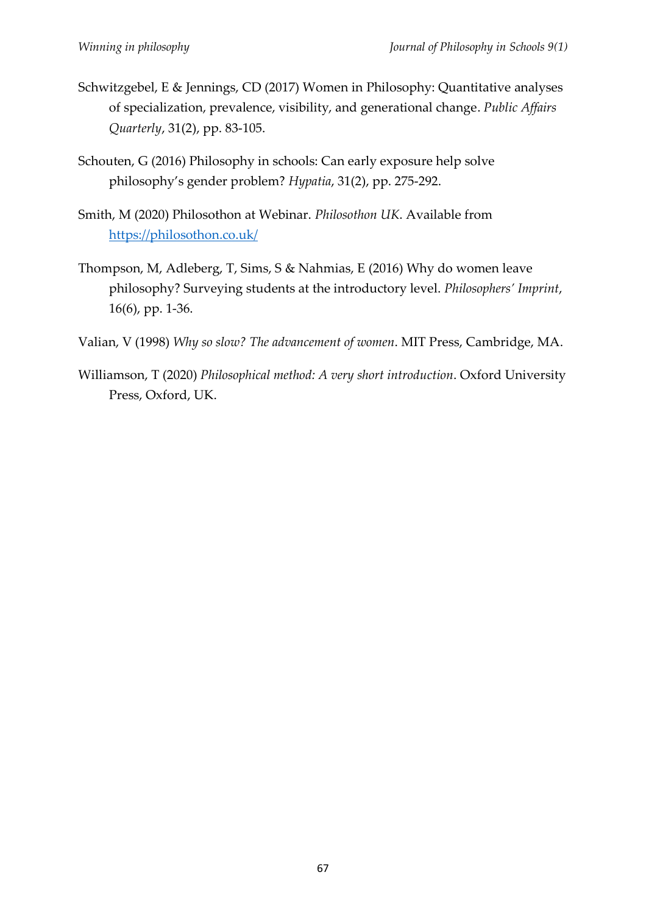Schwitzgebel, E & Jennings, CD (2017) Women in Philosophy: Quantitative analyses of specialization, prevalence, visibility, and generational change. *Public Affairs Quarterly*, 31(2), pp. 83-105.

Schouten, G (2016) Philosophy in schools: Can early exposure help solve philosophy's gender problem? *Hypatia*, 31(2), pp. 275-292.

Smith, M (2020) Philosothon at Webinar. *Philosothon UK*. Available from https://philosothon.co.uk/

Thompson, M, Adleberg, T, Sims, S & Nahmias, E (2016) Why do women leave philosophy? Surveying students at the introductory level. *Philosophers' Imprint*, 16(6), pp. 1-36.

Valian, V (1998) *Why so slow? The advancement of women*. MIT Press, Cambridge, MA.

Williamson, T (2020) *Philosophical method: A very short introduction*. Oxford University Press, Oxford, UK.